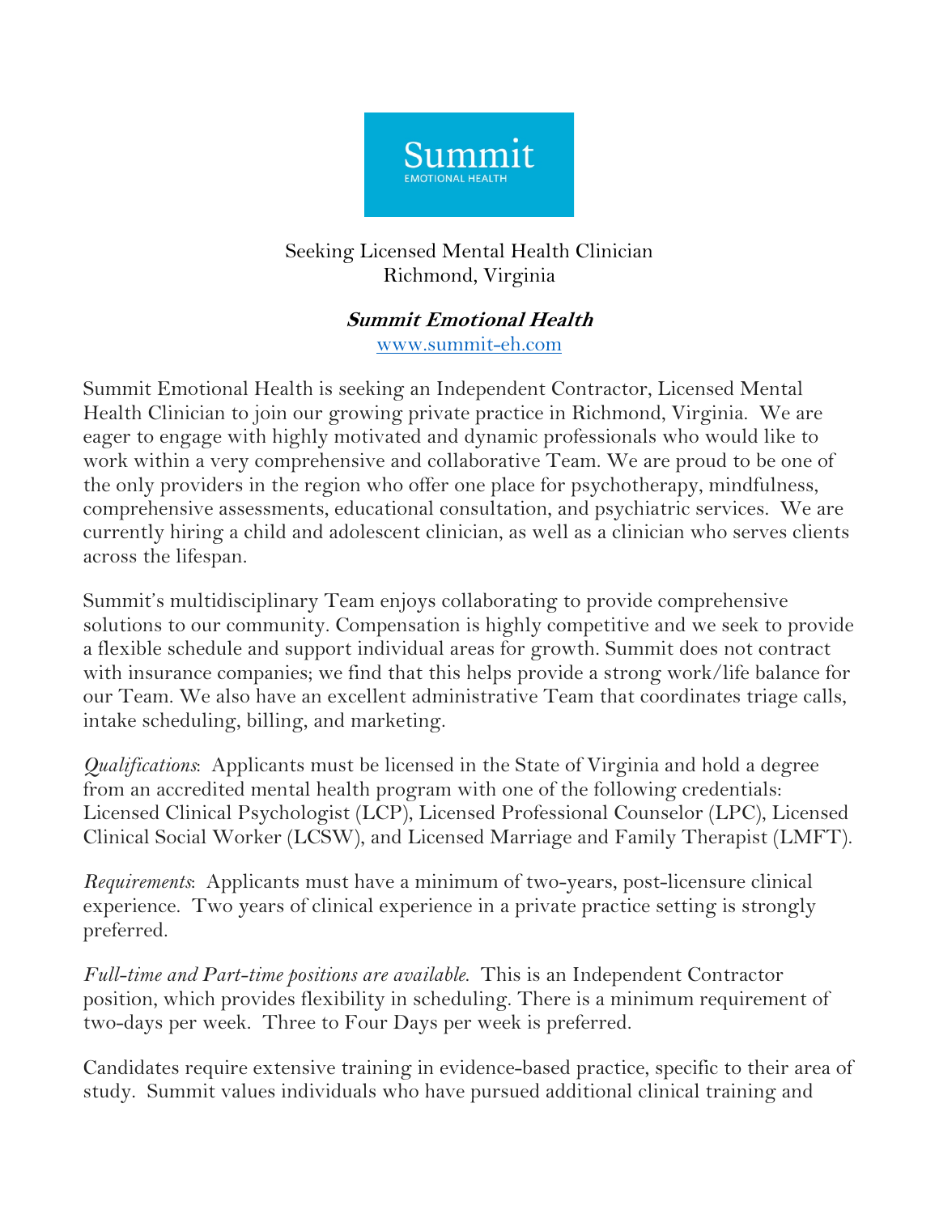Summit

EMOTIONAL HEALTH

Seeking Licensed Mental Health Clinician
Richmond, Virginia

***Summit Emotional Health***
www.summit-eh.com

Summit Emotional Health is seeking an Independent Contractor, Licensed Mental Health Clinician to join our growing private practice in Richmond, Virginia. We are eager to engage with highly motivated and dynamic professionals who would like to work within a very comprehensive and collaborative Team. We are proud to be one of the only providers in the region who offer one place for psychotherapy, mindfulness, comprehensive assessments, educational consultation, and psychiatric services. We are currently hiring a child and adolescent clinician, as well as a clinician who serves clients across the lifespan.

Summit's multidisciplinary Team enjoys collaborating to provide comprehensive solutions to our community. Compensation is highly competitive and we seek to provide a flexible schedule and support individual areas for growth. Summit does not contract with insurance companies; we find that this helps provide a strong work/life balance for our Team. We also have an excellent administrative Team that coordinates triage calls, intake scheduling, billing, and marketing.

*Qualifications*: Applicants must be licensed in the State of Virginia and hold a degree from an accredited mental health program with one of the following credentials: Licensed Clinical Psychologist (LCP), Licensed Professional Counselor (LPC), Licensed Clinical Social Worker (LCSW), and Licensed Marriage and Family Therapist (LMFT).

*Requirements*: Applicants must have a minimum of two-years, post-licensure clinical experience. Two years of clinical experience in a private practice setting is strongly preferred.

*Full-time and Part-time positions are available*. This is an Independent Contractor position, which provides flexibility in scheduling. There is a minimum requirement of two-days per week. Three to Four Days per week is preferred.

Candidates require extensive training in evidence-based practice, specific to their area of study. Summit values individuals who have pursued additional clinical training and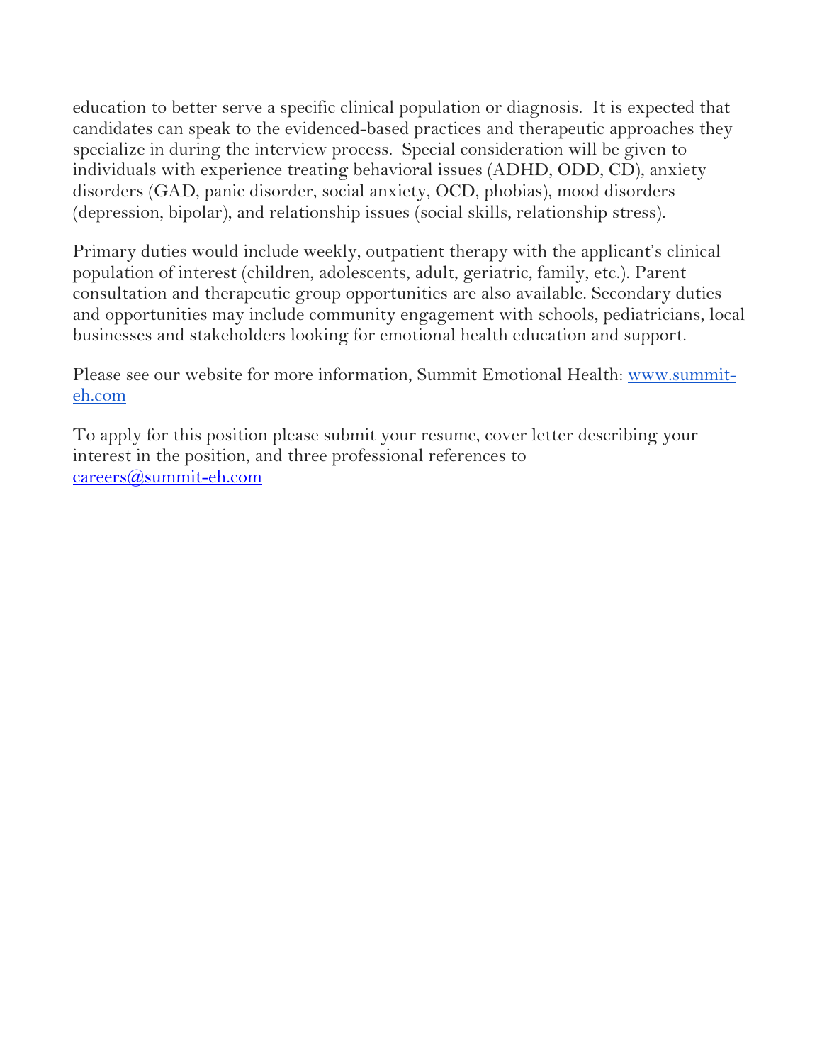education to better serve a specific clinical population or diagnosis. It is expected that candidates can speak to the evidenced-based practices and therapeutic approaches they specialize in during the interview process. Special consideration will be given to individuals with experience treating behavioral issues (ADHD, ODD, CD), anxiety disorders (GAD, panic disorder, social anxiety, OCD, phobias), mood disorders (depression, bipolar), and relationship issues (social skills, relationship stress).

Primary duties would include weekly, outpatient therapy with the applicant's clinical population of interest (children, adolescents, adult, geriatric, family, etc.). Parent consultation and therapeutic group opportunities are also available. Secondary duties and opportunities may include community engagement with schools, pediatricians, local businesses and stakeholders looking for emotional health education and support.

Please see our website for more information, Summit Emotional Health: [www.summit-eh.com](http://www.summit-eh.com)

To apply for this position please submit your resume, cover letter describing your interest in the position, and three professional references to [careers@summit-eh.com](mailto:careers@summit-eh.com)